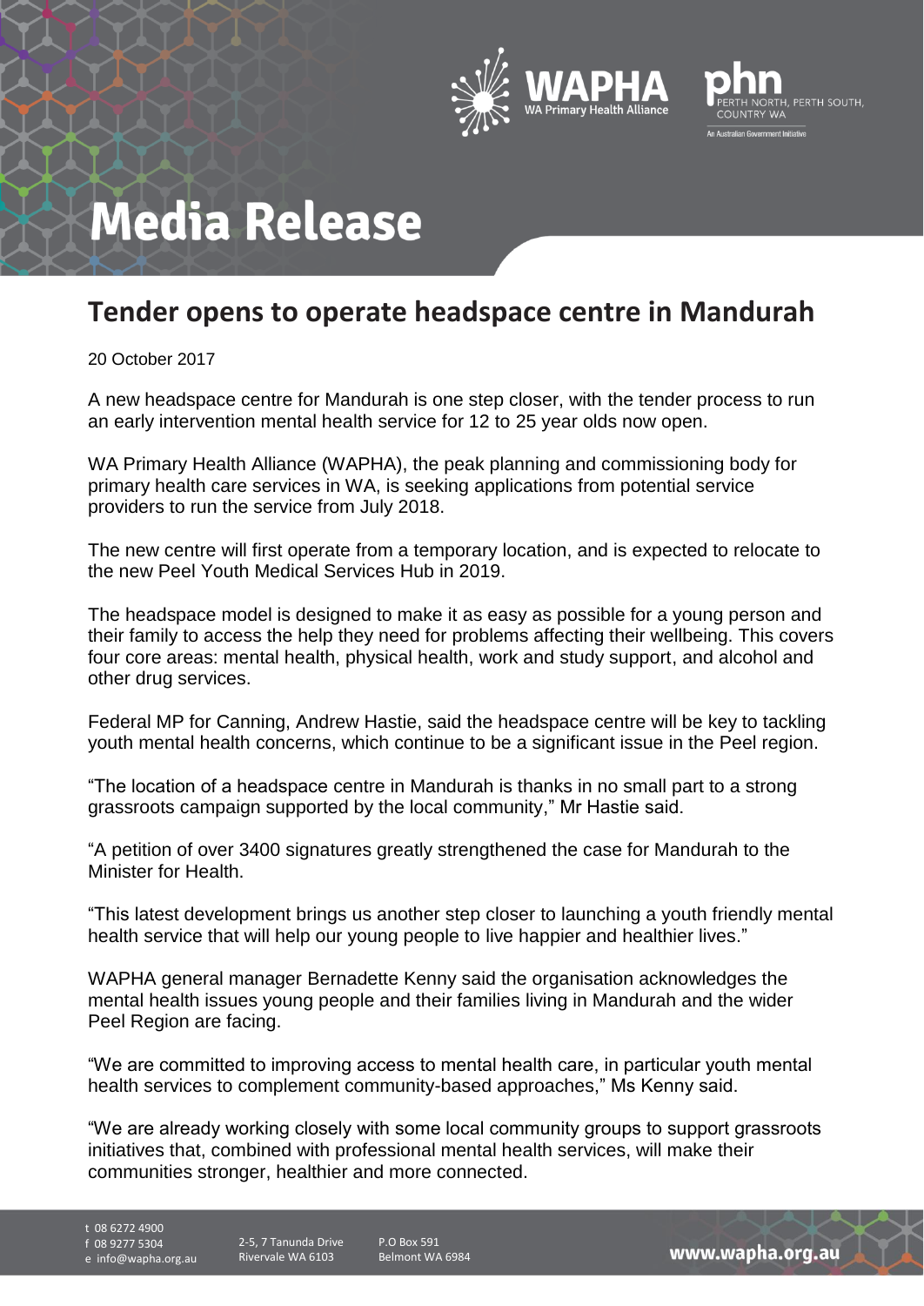# Media Release

## Tender opens to operate headspace centre in Mandurah

20 October 2017

A new headspace centre for Mandurah is one step closer, with the tender process to run an early intervention mental health service for 12 to 25 year olds now open.

WA Primary Health Alliance (WAPHA), the peak planning and commissioning body for primary health care services in WA, is seeking applications from potential service providers to run the service from July 2018.

The new centre will first operate from a temporary location, and is expected to relocate to the new Peel Youth Medical Services Hub in 2019.

The headspace model is designed to make it as easy as possible for a young person and their family to access the help they need for problems affecting their wellbeing. This covers four core areas: mental health, physical health, work and study support, and alcohol and other drug services.

Federal MP for Canning, Andrew Hastie, said the headspace centre will be key to tackling youth mental health concerns, which continue to be a significant issue in the Peel region.

"The location of a headspace centre in Mandurah is thanks in no small part to a strong grassroots campaign supported by the local community," Mr Hastie said.

"A petition of over 3400 signatures greatly strengthened the case for Mandurah to the Minister for Health.

"This latest development brings us another step closer to launching a youth friendly mental health service that will help our young people to live happier and healthier lives."

WAPHA general manager Bernadette Kenny said the organisation acknowledges the mental health issues young people and their families living in Mandurah and the wider Peel Region are facing.

"We are committed to improving access to mental health care, in particular youth mental health services to complement community-based approaches," Ms Kenny said.

"We are already working closely with some local community groups to support grassroots initiatives that, combined with professional mental health services, will make their communities stronger, healthier and more connected.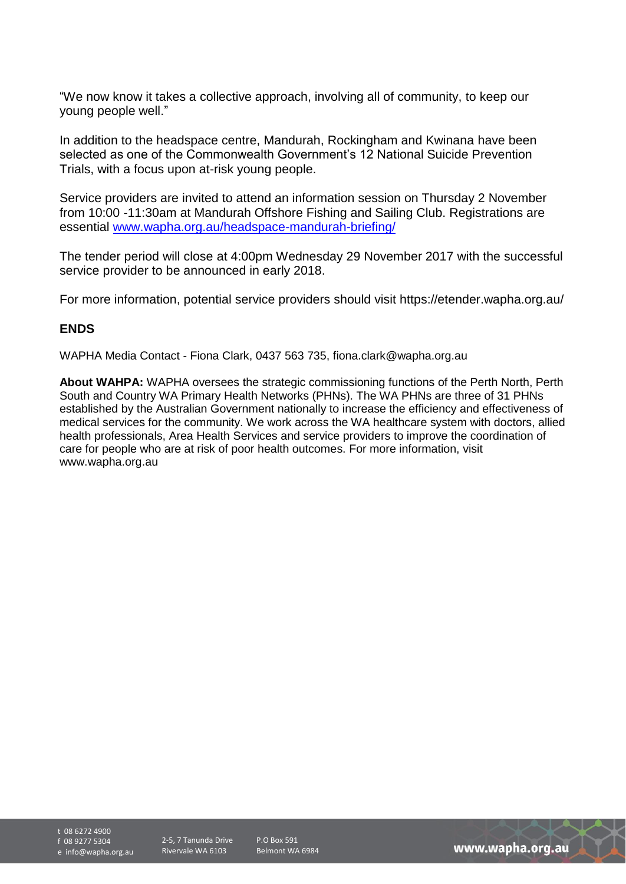"We now know it takes a collective approach, involving all of community, to keep our young people well."

In addition to the headspace centre, Mandurah, Rockingham and Kwinana have been selected as one of the Commonwealth Government's 12 National Suicide Prevention Trials, with a focus upon at-risk young people.

Service providers are invited to attend an information session on Thursday 2 November from 10:00 -11:30am at Mandurah Offshore Fishing and Sailing Club. Registrations are essential [www.wapha.org.au/headspace-mandurah-briefing/](www.wapha.org.au/headspace-mandurah-briefing/)

The tender period will close at 4:00pm Wednesday 29 November 2017 with the successful service provider to be announced in early 2018.

For more information, potential service providers should visit https://etender.wapha.org.au/

## ENDS

WAPHA Media Contact - Fiona Clark, 0437 563 735, fiona.clark@wapha.org.au

**About WAHPA:** WAPHA oversees the strategic commissioning functions of the Perth North, Perth South and Country WA Primary Health Networks (PHNs). The WA PHNs are three of 31 PHNs established by the Australian Government nationally to increase the efficiency and effectiveness of medical services for the community. We work across the WA healthcare system with doctors, allied health professionals, Area Health Services and service providers to improve the coordination of care for people who are at risk of poor health outcomes. For more information, visit www.wapha.org.au